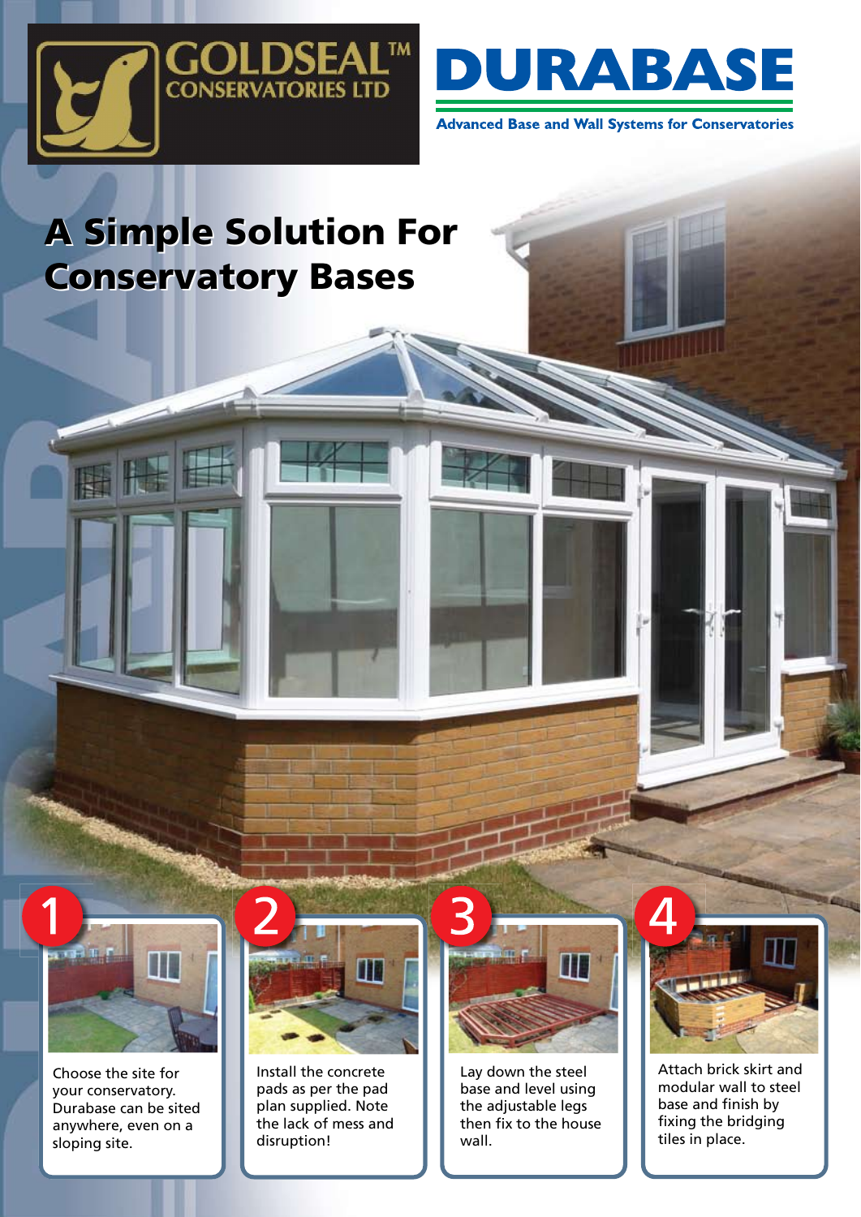GOLDSEAL™ CONSERVATORIES LTD

DURABASE

Advanced Base and Wall Systems for Conservatories

# A Simple Solution For Conservatory Bases

1. Choose the site for your conservatory. Durabase can be sited anywhere, even on a sloping site.

2. Install the concrete pads as per the pad plan supplied. Note the lack of mess and disruption!

3. Lay down the steel base and level using the adjustable legs then fix to the house wall.

4. Attach brick skirt and modular wall to steel base and finish by fixing the bridging tiles in place.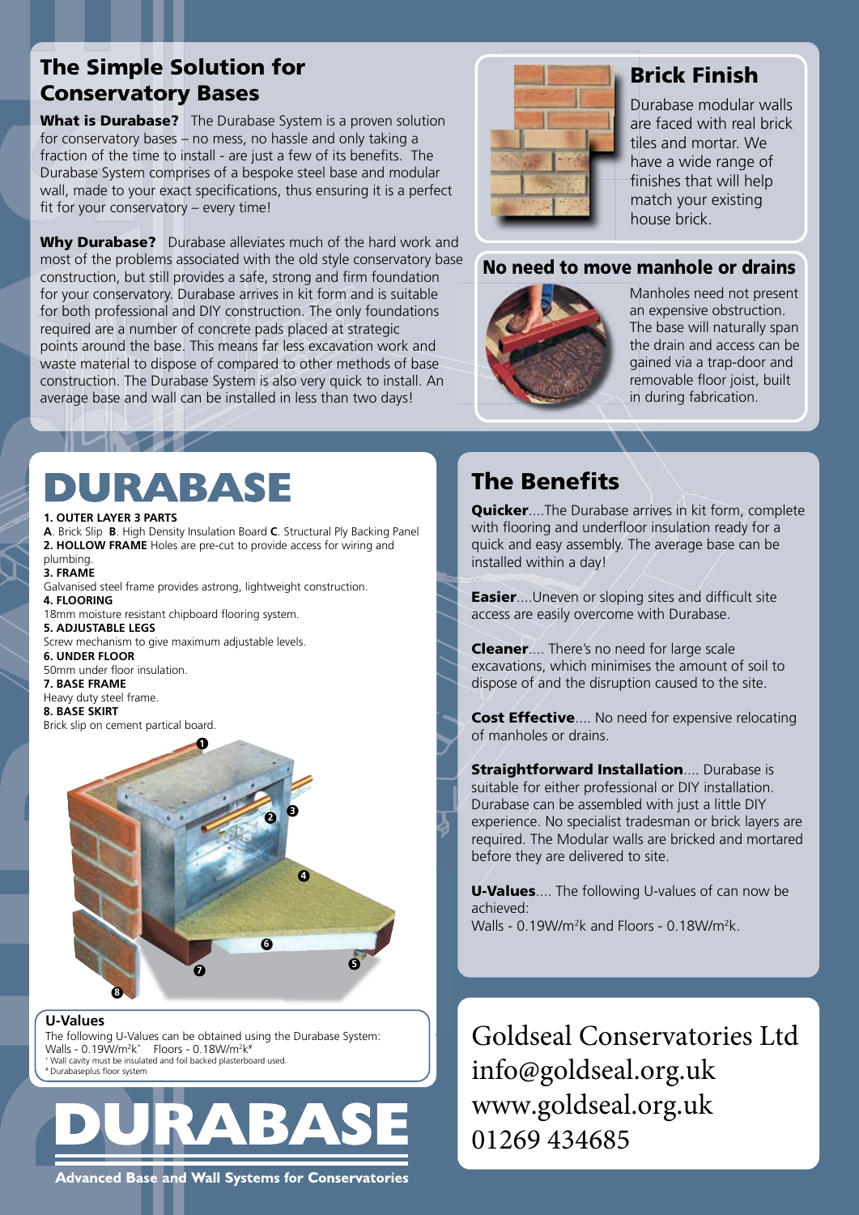## The Simple Solution for Conservatory Bases

**What is Durabase?** The Durabase System is a proven solution for conservatory bases – no mess, no hassle and only taking a fraction of the time to install - are just a few of its benefits. The Durabase System comprises of a bespoke steel base and modular wall, made to your exact specifications, thus ensuring it is a perfect fit for your conservatory – every time!

**Why Durabase?** Durabase alleviates much of the hard work and most of the problems associated with the old style conservatory base construction, but still provides a safe, strong and firm foundation for your conservatory. Durabase arrives in kit form and is suitable for both professional and DIY construction. The only foundations required are a number of concrete pads placed at strategic points around the base. This means far less excavation work and waste material to dispose of compared to other methods of base construction. The Durabase System is also very quick to install. An average base and wall can be installed in less than two days!

## Brick Finish

Durabase modular walls are faced with real brick tiles and mortar. We have a wide range of finishes that will help match your existing house brick.

## No need to move manhole or drains

Manholes need not present an expensive obstruction. The base will naturally span the drain and access can be gained via a trap-door and removable floor joist, built in during fabrication.

# DURABASE

**1. OUTER LAYER 3 PARTS**
**A**. Brick Slip **B**. High Density Insulation Board **C**. Structural Ply Backing Panel
**2. HOLLOW FRAME** Holes are pre-cut to provide access for wiring and plumbing.
**3. FRAME**
Galvanised steel frame provides astrong, lightweight construction.
**4. FLOORING**
18mm moisture resistant chipboard flooring system.
**5. ADJUSTABLE LEGS**
Screw mechanism to give maximum adjustable levels.
**6. UNDER FLOOR**
50mm under floor insulation.
**7. BASE FRAME**
Heavy duty steel frame.
**8. BASE SKIRT**
Brick slip on cement partical board.

1
2
3
4
5
6
7
8

### U-Values

The following U-Values can be obtained using the Durabase System:
Walls - 0.19W/m²k* Floors - 0.18W/m²k#
\* Wall cavity must be insulated and foil backed plasterboard used.
\# Durabaseplus floor system

# DURABASE

**Advanced Base and Wall Systems for Conservatories**

## The Benefits

**Quicker**....The Durabase arrives in kit form, complete with flooring and underfloor insulation ready for a quick and easy assembly. The average base can be installed within a day!

**Easier**....Uneven or sloping sites and difficult site access are easily overcome with Durabase.

**Cleaner**.... There's no need for large scale excavations, which minimises the amount of soil to dispose of and the disruption caused to the site.

**Cost Effective**.... No need for expensive relocating of manholes or drains.

**Straightforward Installation**.... Durabase is suitable for either professional or DIY installation. Durabase can be assembled with just a little DIY experience. No specialist tradesman or brick layers are required. The Modular walls are bricked and mortared before they are delivered to site.

**U-Values**.... The following U-values of can now be achieved:
Walls - 0.19W/m²k and Floors - 0.18W/m²k.

Goldseal Conservatories Ltd
info@goldseal.org.uk
www.goldseal.org.uk
01269 434685